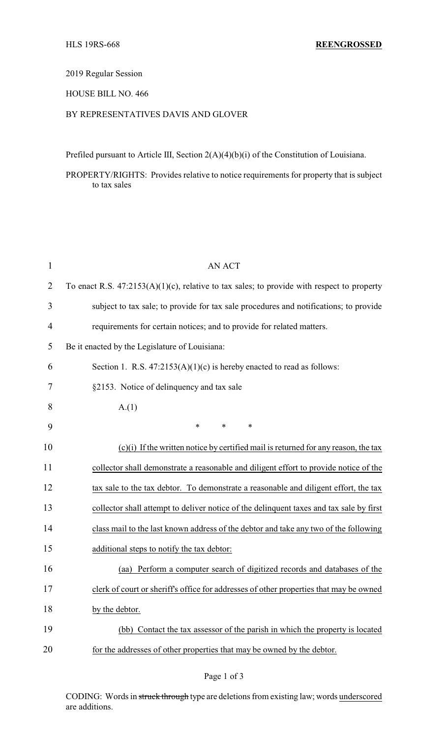HLS 19RS-668 **REENGROSSED**

2019 Regular Session

HOUSE BILL NO. 466

BY REPRESENTATIVES DAVIS AND GLOVER

Prefiled pursuant to Article III, Section 2(A)(4)(b)(i) of the Constitution of Louisiana.

PROPERTY/RIGHTS: Provides relative to notice requirements for property that is subject to tax sales

AN ACT

To enact R.S. 47:2153(A)(1)(c), relative to tax sales; to provide with respect to property subject to tax sale; to provide for tax sale procedures and notifications; to provide requirements for certain notices; and to provide for related matters.

Be it enacted by the Legislature of Louisiana:

Section 1. R.S. 47:2153(A)(1)(c) is hereby enacted to read as follows:

§2153. Notice of delinquency and tax sale

A.(1)

\* \* \*

(c)(i) If the written notice by certified mail is returned for any reason, the tax collector shall demonstrate a reasonable and diligent effort to provide notice of the tax sale to the tax debtor. To demonstrate a reasonable and diligent effort, the tax collector shall attempt to deliver notice of the delinquent taxes and tax sale by first class mail to the last known address of the debtor and take any two of the following additional steps to notify the tax debtor:

(aa) Perform a computer search of digitized records and databases of the clerk of court or sheriff's office for addresses of other properties that may be owned by the debtor.

(bb) Contact the tax assessor of the parish in which the property is located for the addresses of other properties that may be owned by the debtor.

CODING: Words in ~~struck through~~ type are deletions from existing law; words underscored are additions.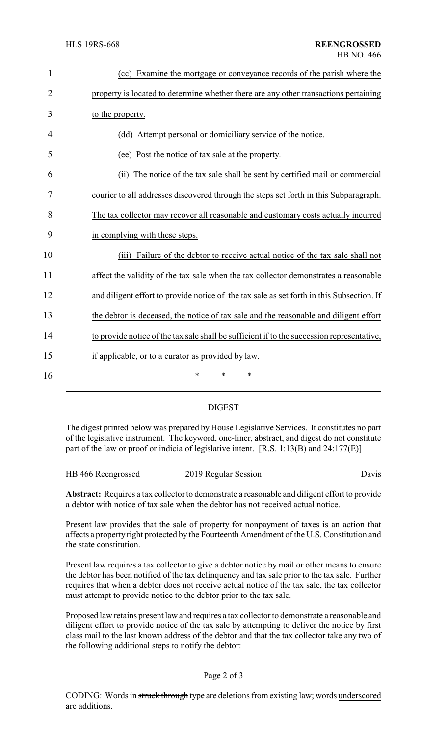(cc) Examine the mortgage or conveyance records of the parish where the property is located to determine whether there are any other transactions pertaining to the property.

(dd) Attempt personal or domiciliary service of the notice.

(ee) Post the notice of tax sale at the property.

(ii) The notice of the tax sale shall be sent by certified mail or commercial courier to all addresses discovered through the steps set forth in this Subparagraph. The tax collector may recover all reasonable and customary costs actually incurred in complying with these steps.

(iii) Failure of the debtor to receive actual notice of the tax sale shall not affect the validity of the tax sale when the tax collector demonstrates a reasonable and diligent effort to provide notice of the tax sale as set forth in this Subsection. If the debtor is deceased, the notice of tax sale and the reasonable and diligent effort to provide notice of the tax sale shall be sufficient if to the succession representative, if applicable, or to a curator as provided by law.

\* \* \*

## DIGEST

The digest printed below was prepared by House Legislative Services. It constitutes no part of the legislative instrument. The keyword, one-liner, abstract, and digest do not constitute part of the law or proof or indicia of legislative intent. [R.S. 1:13(B) and 24:177(E)]

HB 466 Reengrossed 2019 Regular Session Davis

**Abstract:** Requires a tax collector to demonstrate a reasonable and diligent effort to provide a debtor with notice of tax sale when the debtor has not received actual notice.

Present law provides that the sale of property for nonpayment of taxes is an action that affects a property right protected by the Fourteenth Amendment of the U.S. Constitution and the state constitution.

Present law requires a tax collector to give a debtor notice by mail or other means to ensure the debtor has been notified of the tax delinquency and tax sale prior to the tax sale. Further requires that when a debtor does not receive actual notice of the tax sale, the tax collector must attempt to provide notice to the debtor prior to the tax sale.

Proposed law retains present law and requires a tax collector to demonstrate a reasonable and diligent effort to provide notice of the tax sale by attempting to deliver the notice by first class mail to the last known address of the debtor and that the tax collector take any two of the following additional steps to notify the debtor:

CODING: Words in ~~struck through~~ type are deletions from existing law; words underscored are additions.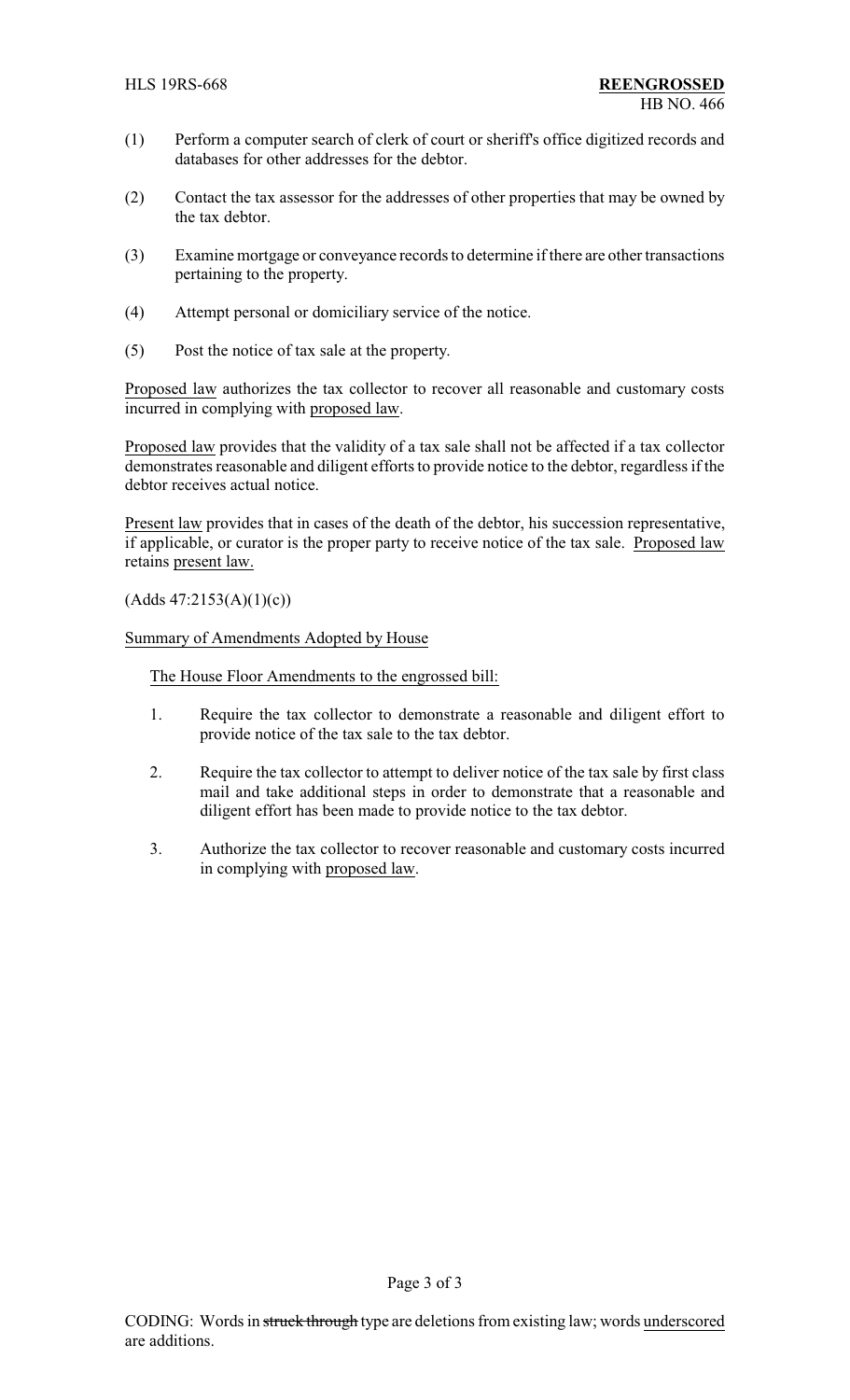(1) Perform a computer search of clerk of court or sheriff's office digitized records and databases for other addresses for the debtor.

(2) Contact the tax assessor for the addresses of other properties that may be owned by the tax debtor.

(3) Examine mortgage or conveyance records to determine if there are other transactions pertaining to the property.

(4) Attempt personal or domiciliary service of the notice.

(5) Post the notice of tax sale at the property.

<u>Proposed law</u> authorizes the tax collector to recover all reasonable and customary costs incurred in complying with <u>proposed law</u>.

<u>Proposed law</u> provides that the validity of a tax sale shall not be affected if a tax collector demonstrates reasonable and diligent efforts to provide notice to the debtor, regardless if the debtor receives actual notice.

<u>Present law</u> provides that in cases of the death of the debtor, his succession representative, if applicable, or curator is the proper party to receive notice of the tax sale. <u>Proposed law</u> retains <u>present law.</u>

(Adds 47:2153(A)(1)(c))

<u>Summary of Amendments Adopted by House</u>

<u>The House Floor Amendments to the engrossed bill:</u>

1. Require the tax collector to demonstrate a reasonable and diligent effort to provide notice of the tax sale to the tax debtor.

2. Require the tax collector to attempt to deliver notice of the tax sale by first class mail and take additional steps in order to demonstrate that a reasonable and diligent effort has been made to provide notice to the tax debtor.

3. Authorize the tax collector to recover reasonable and customary costs incurred in complying with <u>proposed law</u>.

CODING: Words in ~~struck through~~ type are deletions from existing law; words <u>underscored</u> are additions.